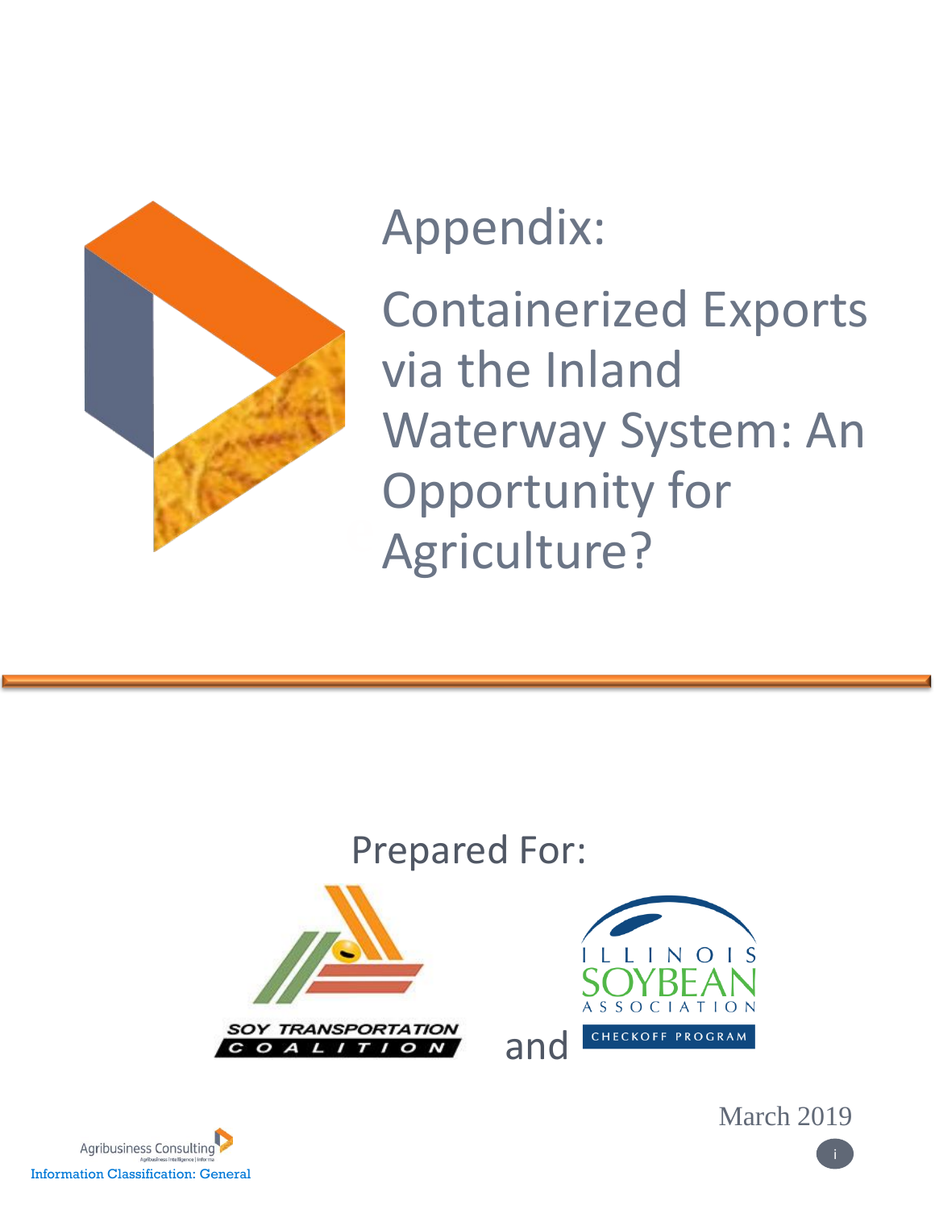# Appendix:

# Containerized Exports via the Inland Waterway System: An Opportunity for Agriculture?

Prepared For:

SOY TRANSPORTATION COALITION

and

ILLINOIS SOYBEAN ASSOCIATION

CHECKOFF PROGRAM

March 2019

Agribusiness Consulting

Information Classification: General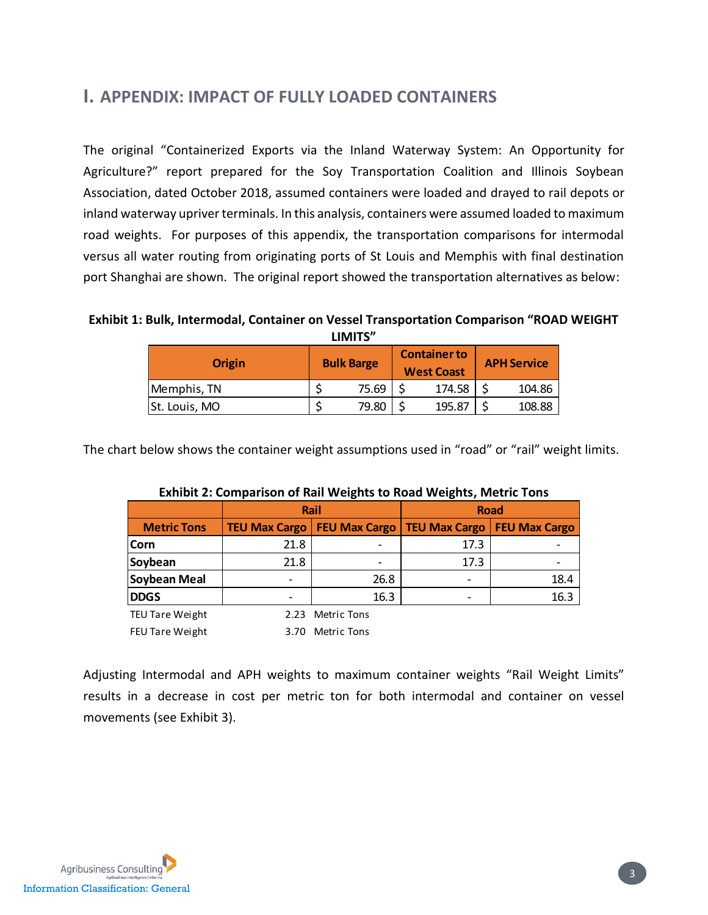# I. APPENDIX: IMPACT OF FULLY LOADED CONTAINERS

The original "Containerized Exports via the Inland Waterway System: An Opportunity for Agriculture?" report prepared for the Soy Transportation Coalition and Illinois Soybean Association, dated October 2018, assumed containers were loaded and drayed to rail depots or inland waterway upriver terminals. In this analysis, containers were assumed loaded to maximum road weights. For purposes of this appendix, the transportation comparisons for intermodal versus all water routing from originating ports of St Louis and Memphis with final destination port Shanghai are shown. The original report showed the transportation alternatives as below:

**Exhibit 1: Bulk, Intermodal, Container on Vessel Transportation Comparison "ROAD WEIGHT LIMITS"**

| Origin | Bulk Barge | Container to West Coast | APH Service |
|---|---|---|---|
| Memphis, TN | $ 75.69 | $ 174.58 | $ 104.86 |
| St. Louis, MO | $ 79.80 | $ 195.87 | $ 108.88 |

The chart below shows the container weight assumptions used in "road" or "rail" weight limits.

**Exhibit 2: Comparison of Rail Weights to Road Weights, Metric Tons**

| | Rail | | Road | |
|---|---|---|---|---|
| **Metric Tons** | **TEU Max Cargo** | **FEU Max Cargo** | **TEU Max Cargo** | **FEU Max Cargo** |
| **Corn** | 21.8 | - | 17.3 | - |
| **Soybean** | 21.8 | - | 17.3 | - |
| **Soybean Meal** | - | 26.8 | - | 18.4 |
| **DDGS** | - | 16.3 | - | 16.3 |

TEU Tare Weight 2.23 Metric Tons

FEU Tare Weight 3.70 Metric Tons

Adjusting Intermodal and APH weights to maximum container weights "Rail Weight Limits" results in a decrease in cost per metric ton for both intermodal and container on vessel movements (see Exhibit 3).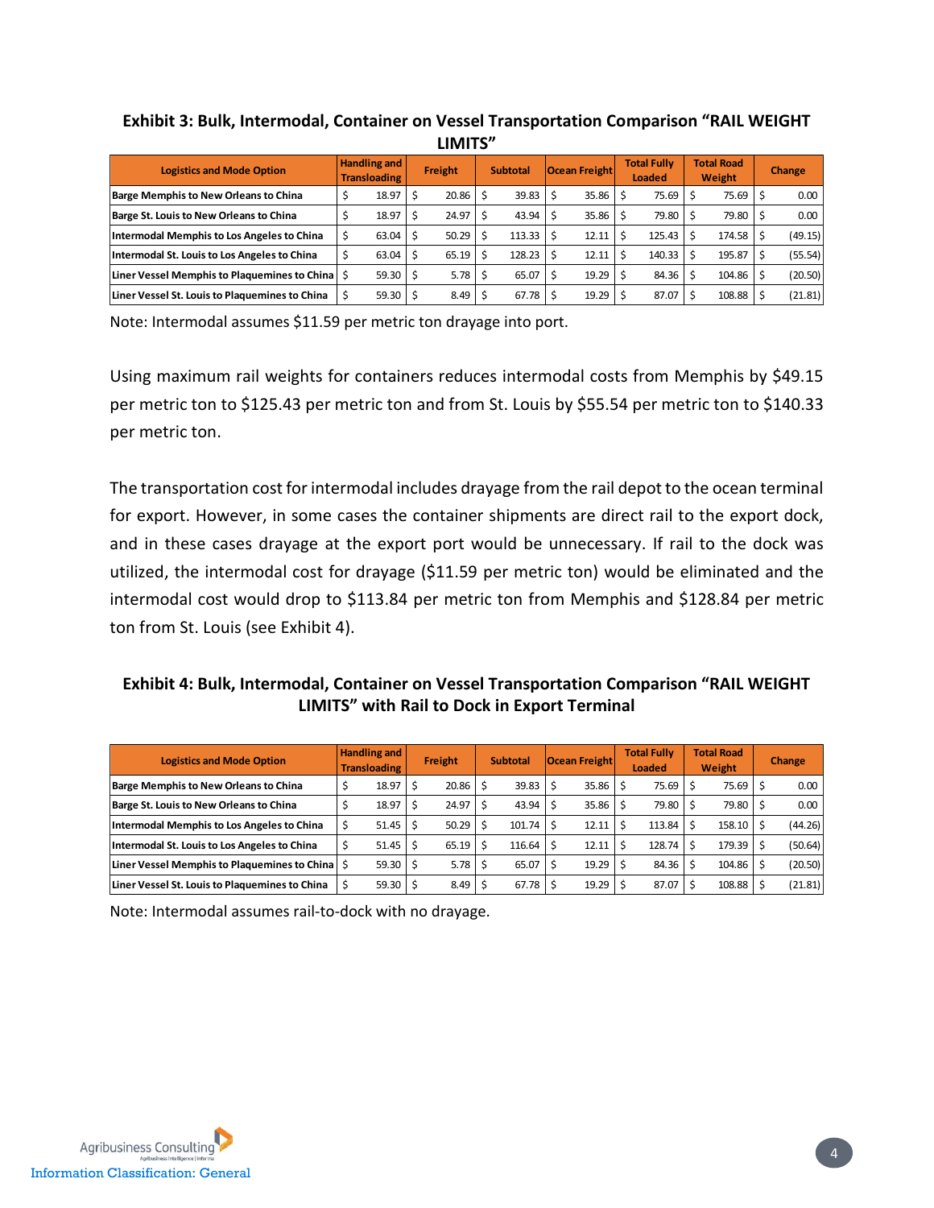**Exhibit 3: Bulk, Intermodal, Container on Vessel Transportation Comparison "RAIL WEIGHT LIMITS"**

| Logistics and Mode Option | Handling and Transloading | Freight | Subtotal | Ocean Freight | Total Fully Loaded | Total Road Weight | Change |
|---|---|---|---|---|---|---|---|
| Barge Memphis to New Orleans to China | $ 18.97 | $ 20.86 | $ 39.83 | $ 35.86 | $ 75.69 | $ 75.69 | $ 0.00 |
| Barge St. Louis to New Orleans to China | $ 18.97 | $ 24.97 | $ 43.94 | $ 35.86 | $ 79.80 | $ 79.80 | $ 0.00 |
| Intermodal Memphis to Los Angeles to China | $ 63.04 | $ 50.29 | $ 113.33 | $ 12.11 | $ 125.43 | $ 174.58 | $ (49.15) |
| Intermodal St. Louis to Los Angeles to China | $ 63.04 | $ 65.19 | $ 128.23 | $ 12.11 | $ 140.33 | $ 195.87 | $ (55.54) |
| Liner Vessel Memphis to Plaquemines to China | $ 59.30 | $ 5.78 | $ 65.07 | $ 19.29 | $ 84.36 | $ 104.86 | $ (20.50) |
| Liner Vessel St. Louis to Plaquemines to China | $ 59.30 | $ 8.49 | $ 67.78 | $ 19.29 | $ 87.07 | $ 108.88 | $ (21.81) |

Note: Intermodal assumes $11.59 per metric ton drayage into port.

Using maximum rail weights for containers reduces intermodal costs from Memphis by $49.15 per metric ton to $125.43 per metric ton and from St. Louis by $55.54 per metric ton to $140.33 per metric ton.

The transportation cost for intermodal includes drayage from the rail depot to the ocean terminal for export. However, in some cases the container shipments are direct rail to the export dock, and in these cases drayage at the export port would be unnecessary. If rail to the dock was utilized, the intermodal cost for drayage ($11.59 per metric ton) would be eliminated and the intermodal cost would drop to $113.84 per metric ton from Memphis and $128.84 per metric ton from St. Louis (see Exhibit 4).

**Exhibit 4: Bulk, Intermodal, Container on Vessel Transportation Comparison "RAIL WEIGHT LIMITS" with Rail to Dock in Export Terminal**

| Logistics and Mode Option | Handling and Transloading | Freight | Subtotal | Ocean Freight | Total Fully Loaded | Total Road Weight | Change |
|---|---|---|---|---|---|---|---|
| Barge Memphis to New Orleans to China | $ 18.97 | $ 20.86 | $ 39.83 | $ 35.86 | $ 75.69 | $ 75.69 | $ 0.00 |
| Barge St. Louis to New Orleans to China | $ 18.97 | $ 24.97 | $ 43.94 | $ 35.86 | $ 79.80 | $ 79.80 | $ 0.00 |
| Intermodal Memphis to Los Angeles to China | $ 51.45 | $ 50.29 | $ 101.74 | $ 12.11 | $ 113.84 | $ 158.10 | $ (44.26) |
| Intermodal St. Louis to Los Angeles to China | $ 51.45 | $ 65.19 | $ 116.64 | $ 12.11 | $ 128.74 | $ 179.39 | $ (50.64) |
| Liner Vessel Memphis to Plaquemines to China | $ 59.30 | $ 5.78 | $ 65.07 | $ 19.29 | $ 84.36 | $ 104.86 | $ (20.50) |
| Liner Vessel St. Louis to Plaquemines to China | $ 59.30 | $ 8.49 | $ 67.78 | $ 19.29 | $ 87.07 | $ 108.88 | $ (21.81) |

Note: Intermodal assumes rail-to-dock with no drayage.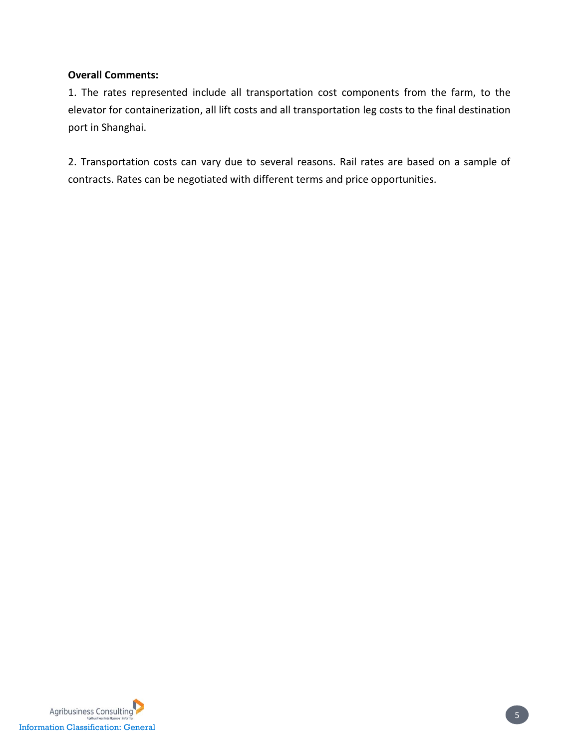**Overall Comments:**

1. The rates represented include all transportation cost components from the farm, to the elevator for containerization, all lift costs and all transportation leg costs to the final destination port in Shanghai.

2. Transportation costs can vary due to several reasons. Rail rates are based on a sample of contracts. Rates can be negotiated with different terms and price opportunities.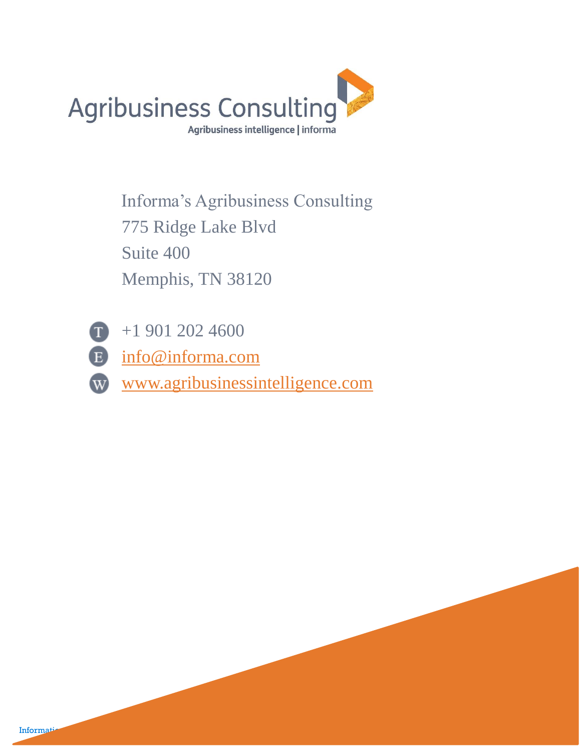Agribusiness Consulting

Agribusiness intelligence | informa

Informa's Agribusiness Consulting
775 Ridge Lake Blvd
Suite 400
Memphis, TN 38120

T +1 901 202 4600
E info@informa.com
W www.agribusinessintelligence.com